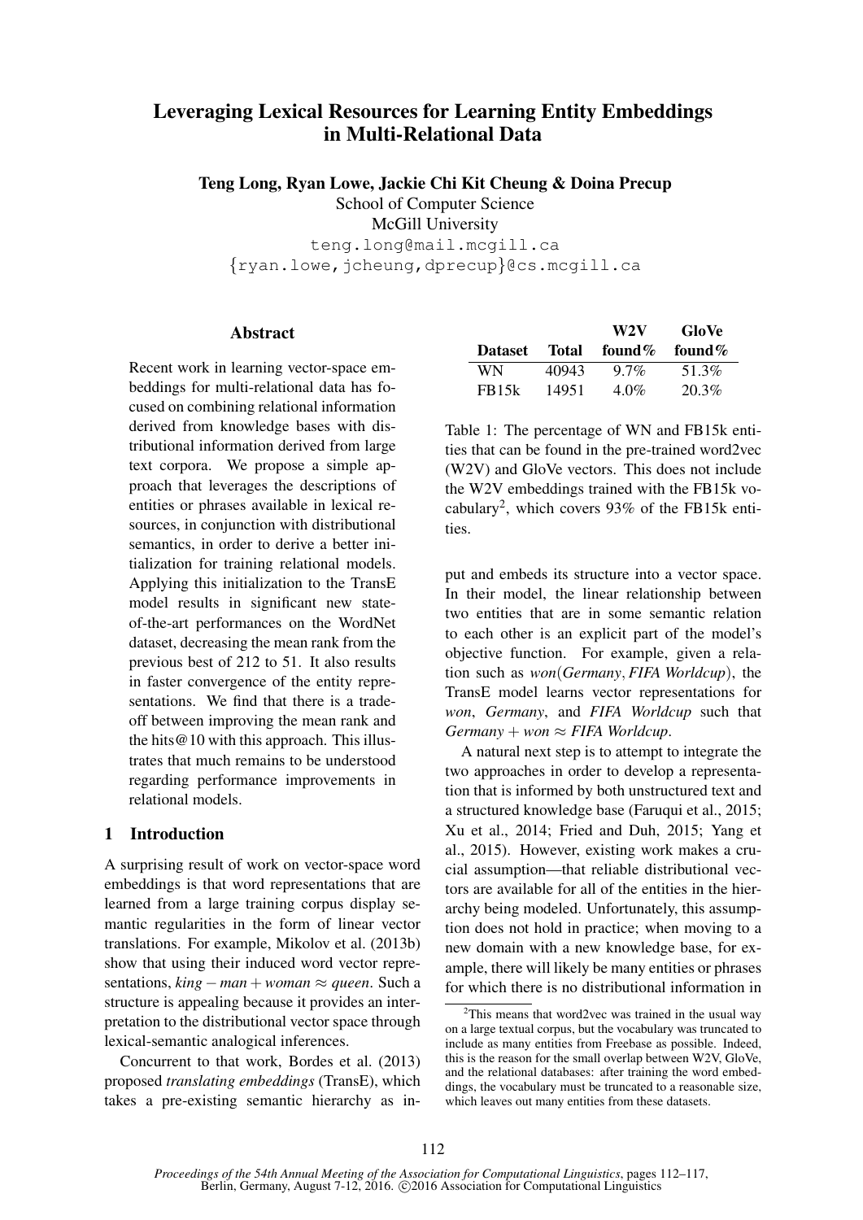# Leveraging Lexical Resources for Learning Entity Embeddings in Multi-Relational Data

**Teng Long, Ryan Lowe, Jackie Chi Kit Cheung & Doina Precup**
School of Computer Science
McGill University
teng.long@mail.mcgill.ca
{ryan.lowe,jcheung,dprecup}@cs.mcgill.ca

## Abstract

Recent work in learning vector-space embeddings for multi-relational data has focused on combining relational information derived from knowledge bases with distributional information derived from large text corpora. We propose a simple approach that leverages the descriptions of entities or phrases available in lexical resources, in conjunction with distributional semantics, in order to derive a better initialization for training relational models. Applying this initialization to the TransE model results in significant new state-of-the-art performances on the WordNet dataset, decreasing the mean rank from the previous best of 212 to 51. It also results in faster convergence of the entity representations. We find that there is a trade-off between improving the mean rank and the hits@10 with this approach. This illustrates that much remains to be understood regarding performance improvements in relational models.

## 1 Introduction

A surprising result of work on vector-space word embeddings is that word representations that are learned from a large training corpus display semantic regularities in the form of linear vector translations. For example, Mikolov et al. (2013b) show that using their induced word vector representations, $king - man + woman \approx queen$. Such a structure is appealing because it provides an interpretation to the distributional vector space through lexical-semantic analogical inferences.

Concurrent to that work, Bordes et al. (2013) proposed *translating embeddings* (TransE), which takes a pre-existing semantic hierarchy as input and embeds its structure into a vector space. In their model, the linear relationship between two entities that are in some semantic relation to each other is an explicit part of the model's objective function. For example, given a relation such as *won*(*Germany*, *FIFA Worldcup*), the TransE model learns vector representations for *won*, *Germany*, and *FIFA Worldcup* such that $Germany + won \approx FIFA\ Worldcup$.

| Dataset | Total | W2V found% | GloVe found% |
|---|---|---|---|
| WN | 40943 | 9.7% | 51.3% |
| FB15k | 14951 | 4.0% | 20.3% |

Table 1: The percentage of WN and FB15k entities that can be found in the pre-trained word2vec (W2V) and GloVe vectors. This does not include the W2V embeddings trained with the FB15k vocabulary[2], which covers 93% of the FB15k entities.

A natural next step is to attempt to integrate the two approaches in order to develop a representation that is informed by both unstructured text and a structured knowledge base (Faruqui et al., 2015; Xu et al., 2014; Fried and Duh, 2015; Yang et al., 2015). However, existing work makes a crucial assumption—that reliable distributional vectors are available for all of the entities in the hierarchy being modeled. Unfortunately, this assumption does not hold in practice; when moving to a new domain with a new knowledge base, for example, there will likely be many entities or phrases for which there is no distributional information in

[2] This means that word2vec was trained in the usual way on a large textual corpus, but the vocabulary was truncated to include as many entities from Freebase as possible. Indeed, this is the reason for the small overlap between W2V, GloVe, and the relational databases: after training the word embeddings, the vocabulary must be truncated to a reasonable size, which leaves out many entities from these datasets.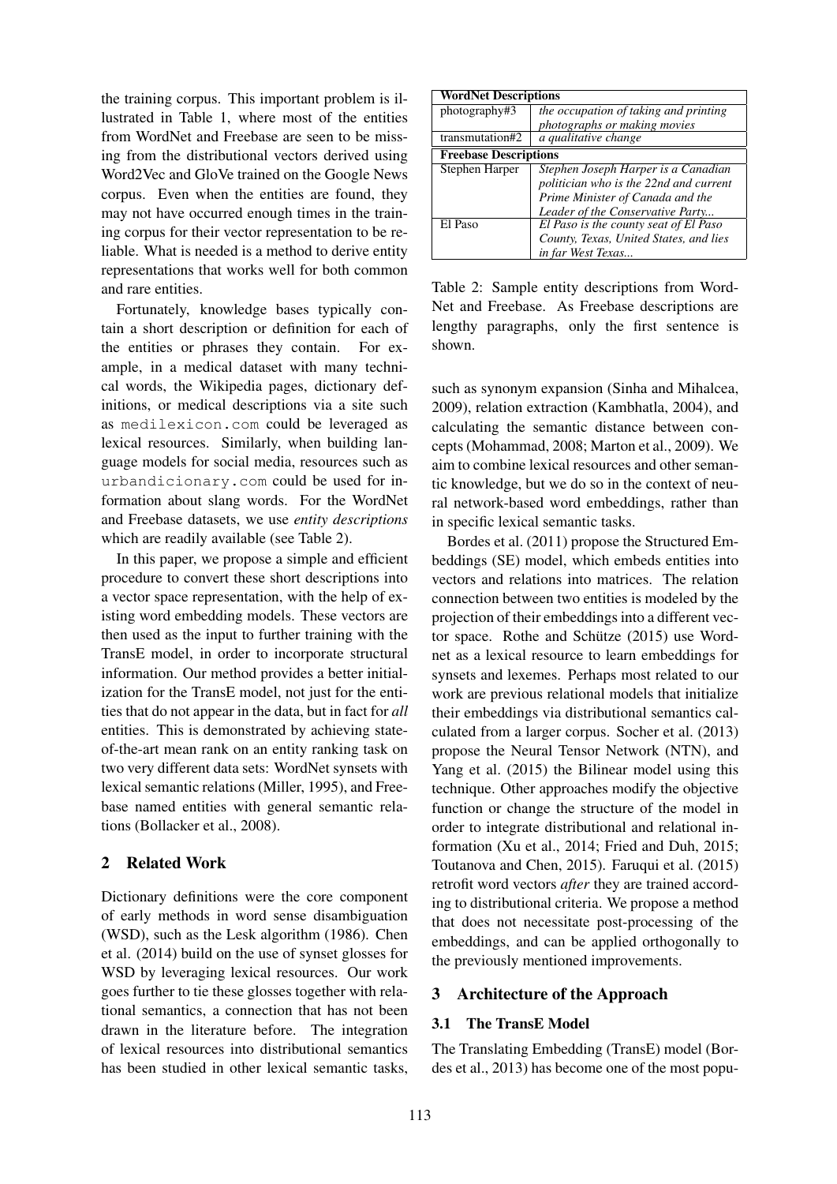the training corpus. This important problem is illustrated in Table 1, where most of the entities from WordNet and Freebase are seen to be missing from the distributional vectors derived using Word2Vec and GloVe trained on the Google News corpus. Even when the entities are found, they may not have occurred enough times in the training corpus for their vector representation to be reliable. What is needed is a method to derive entity representations that works well for both common and rare entities.

Fortunately, knowledge bases typically contain a short description or definition for each of the entities or phrases they contain. For example, in a medical dataset with many technical words, the Wikipedia pages, dictionary definitions, or medical descriptions via a site such as `medilexicon.com` could be leveraged as lexical resources. Similarly, when building language models for social media, resources such as `urbandicionary.com` could be used for information about slang words. For the WordNet and Freebase datasets, we use *entity descriptions* which are readily available (see Table 2).

| **WordNet Descriptions** | |
|---|---|
| photography#3 | *the occupation of taking and printing photographs or making movies* |
| transmutation#2 | *a qualitative change* |
| **Freebase Descriptions** | |
| Stephen Harper | *Stephen Joseph Harper is a Canadian politician who is the 22nd and current Prime Minister of Canada and the Leader of the Conservative Party...* |
| El Paso | *El Paso is the county seat of El Paso County, Texas, United States, and lies in far West Texas...* |

Table 2: Sample entity descriptions from WordNet and Freebase. As Freebase descriptions are lengthy paragraphs, only the first sentence is shown.

In this paper, we propose a simple and efficient procedure to convert these short descriptions into a vector space representation, with the help of existing word embedding models. These vectors are then used as the input to further training with the TransE model, in order to incorporate structural information. Our method provides a better initialization for the TransE model, not just for the entities that do not appear in the data, but in fact for *all* entities. This is demonstrated by achieving state-of-the-art mean rank on an entity ranking task on two very different data sets: WordNet synsets with lexical semantic relations (Miller, 1995), and Freebase named entities with general semantic relations (Bollacker et al., 2008).

## 2 Related Work

Dictionary definitions were the core component of early methods in word sense disambiguation (WSD), such as the Lesk algorithm (1986). Chen et al. (2014) build on the use of synset glosses for WSD by leveraging lexical resources. Our work goes further to tie these glosses together with relational semantics, a connection that has not been drawn in the literature before. The integration of lexical resources into distributional semantics has been studied in other lexical semantic tasks, such as synonym expansion (Sinha and Mihalcea, 2009), relation extraction (Kambhatla, 2004), and calculating the semantic distance between concepts (Mohammad, 2008; Marton et al., 2009). We aim to combine lexical resources and other semantic knowledge, but we do so in the context of neural network-based word embeddings, rather than in specific lexical semantic tasks.

Bordes et al. (2011) propose the Structured Embeddings (SE) model, which embeds entities into vectors and relations into matrices. The relation connection between two entities is modeled by the projection of their embeddings into a different vector space. Rothe and Schütze (2015) use Wordnet as a lexical resource to learn embeddings for synsets and lexemes. Perhaps most related to our work are previous relational models that initialize their embeddings via distributional semantics calculated from a larger corpus. Socher et al. (2013) propose the Neural Tensor Network (NTN), and Yang et al. (2015) the Bilinear model using this technique. Other approaches modify the objective function or change the structure of the model in order to integrate distributional and relational information (Xu et al., 2014; Fried and Duh, 2015; Toutanova and Chen, 2015). Faruqui et al. (2015) retrofit word vectors *after* they are trained according to distributional criteria. We propose a method that does not necessitate post-processing of the embeddings, and can be applied orthogonally to the previously mentioned improvements.

## 3 Architecture of the Approach

### 3.1 The TransE Model

The Translating Embedding (TransE) model (Bordes et al., 2013) has become one of the most popu-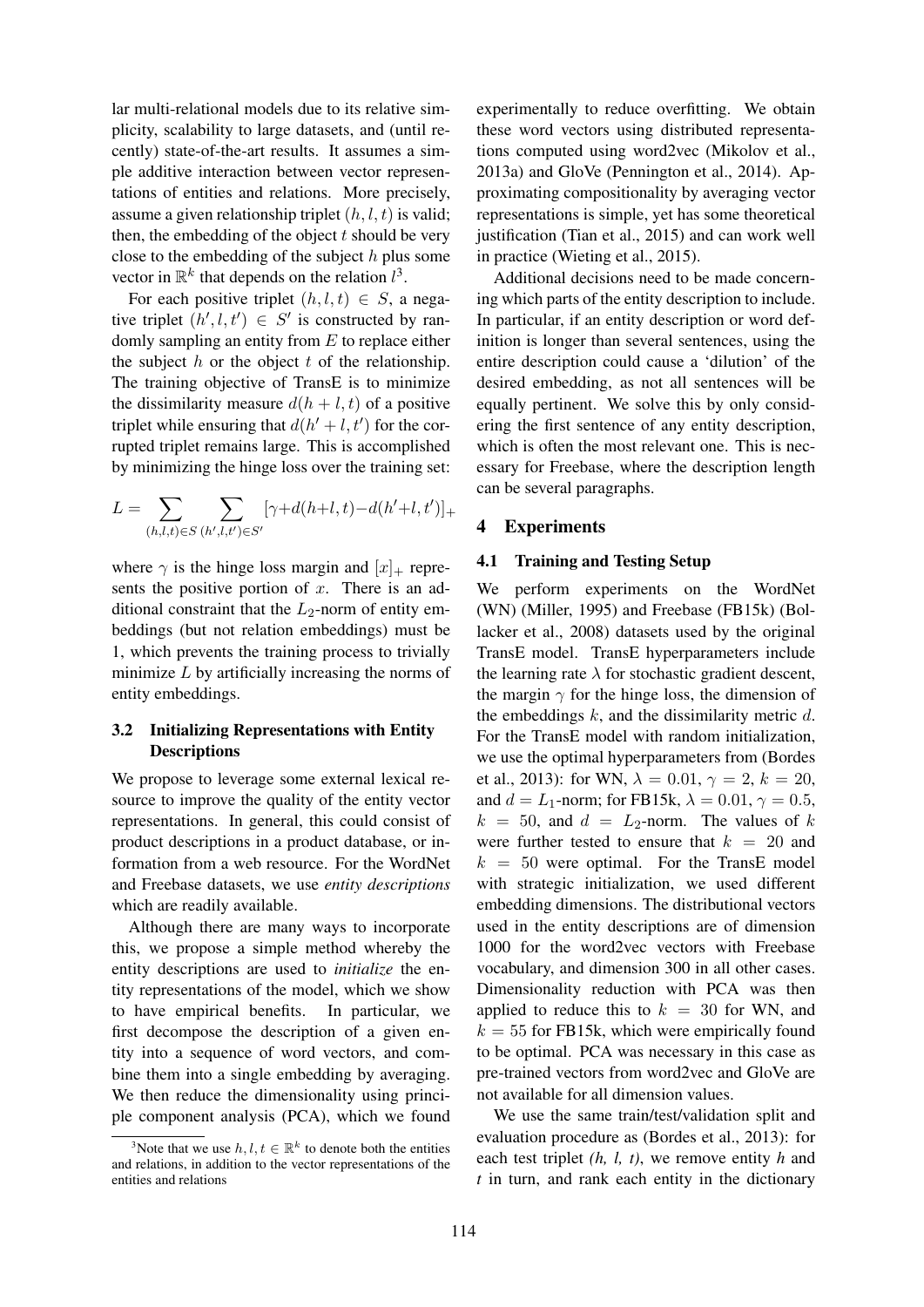lar multi-relational models due to its relative simplicity, scalability to large datasets, and (until recently) state-of-the-art results. It assumes a simple additive interaction between vector representations of entities and relations. More precisely, assume a given relationship triplet $(h, l, t)$ is valid; then, the embedding of the object $t$ should be very close to the embedding of the subject $h$ plus some vector in $\mathbb{R}^k$ that depends on the relation $l$[3].

For each positive triplet $(h, l, t) \in S$, a negative triplet $(h', l, t') \in S'$ is constructed by randomly sampling an entity from $E$ to replace either the subject $h$ or the object $t$ of the relationship. The training objective of TransE is to minimize the dissimilarity measure $d(h + l, t)$ of a positive triplet while ensuring that $d(h' + l, t')$ for the corrupted triplet remains large. This is accomplished by minimizing the hinge loss over the training set:

$$L = \sum_{(h,l,t) \in S} \sum_{(h',l,t') \in S'} [\gamma + d(h+l, t) - d(h'+l, t')]_+$$

where $\gamma$ is the hinge loss margin and $[x]_+$ represents the positive portion of $x$. There is an additional constraint that the $L_2$-norm of entity embeddings (but not relation embeddings) must be 1, which prevents the training process to trivially minimize $L$ by artificially increasing the norms of entity embeddings.

### 3.2 Initializing Representations with Entity Descriptions

We propose to leverage some external lexical resource to improve the quality of the entity vector representations. In general, this could consist of product descriptions in a product database, or information from a web resource. For the WordNet and Freebase datasets, we use *entity descriptions* which are readily available.

Although there are many ways to incorporate this, we propose a simple method whereby the entity descriptions are used to *initialize* the entity representations of the model, which we show to have empirical benefits. In particular, we first decompose the description of a given entity into a sequence of word vectors, and combine them into a single embedding by averaging. We then reduce the dimensionality using principle component analysis (PCA), which we found experimentally to reduce overfitting. We obtain these word vectors using distributed representations computed using word2vec (Mikolov et al., 2013a) and GloVe (Pennington et al., 2014). Approximating compositionality by averaging vector representations is simple, yet has some theoretical justification (Tian et al., 2015) and can work well in practice (Wieting et al., 2015).

Additional decisions need to be made concerning which parts of the entity description to include. In particular, if an entity description or word definition is longer than several sentences, using the entire description could cause a 'dilution' of the desired embedding, as not all sentences will be equally pertinent. We solve this by only considering the first sentence of any entity description, which is often the most relevant one. This is necessary for Freebase, where the description length can be several paragraphs.

## 4 Experiments

### 4.1 Training and Testing Setup

We perform experiments on the WordNet (WN) (Miller, 1995) and Freebase (FB15k) (Bollacker et al., 2008) datasets used by the original TransE model. TransE hyperparameters include the learning rate $\lambda$ for stochastic gradient descent, the margin $\gamma$ for the hinge loss, the dimension of the embeddings $k$, and the dissimilarity metric $d$. For the TransE model with random initialization, we use the optimal hyperparameters from (Bordes et al., 2013): for WN, $\lambda = 0.01$, $\gamma = 2$, $k = 20$, and $d = L_1$-norm; for FB15k, $\lambda = 0.01$, $\gamma = 0.5$, $k = 50$, and $d = L_2$-norm. The values of $k$ were further tested to ensure that $k = 20$ and $k = 50$ were optimal. For the TransE model with strategic initialization, we used different embedding dimensions. The distributional vectors used in the entity descriptions are of dimension 1000 for the word2vec vectors with Freebase vocabulary, and dimension 300 in all other cases. Dimensionality reduction with PCA was then applied to reduce this to $k = 30$ for WN, and $k = 55$ for FB15k, which were empirically found to be optimal. PCA was necessary in this case as pre-trained vectors from word2vec and GloVe are not available for all dimension values.

We use the same train/test/validation split and evaluation procedure as (Bordes et al., 2013): for each test triplet *(h, l, t)*, we remove entity *h* and *t* in turn, and rank each entity in the dictionary

[3]Note that we use $h, l, t \in \mathbb{R}^k$ to denote both the entities and relations, in addition to the vector representations of the entities and relations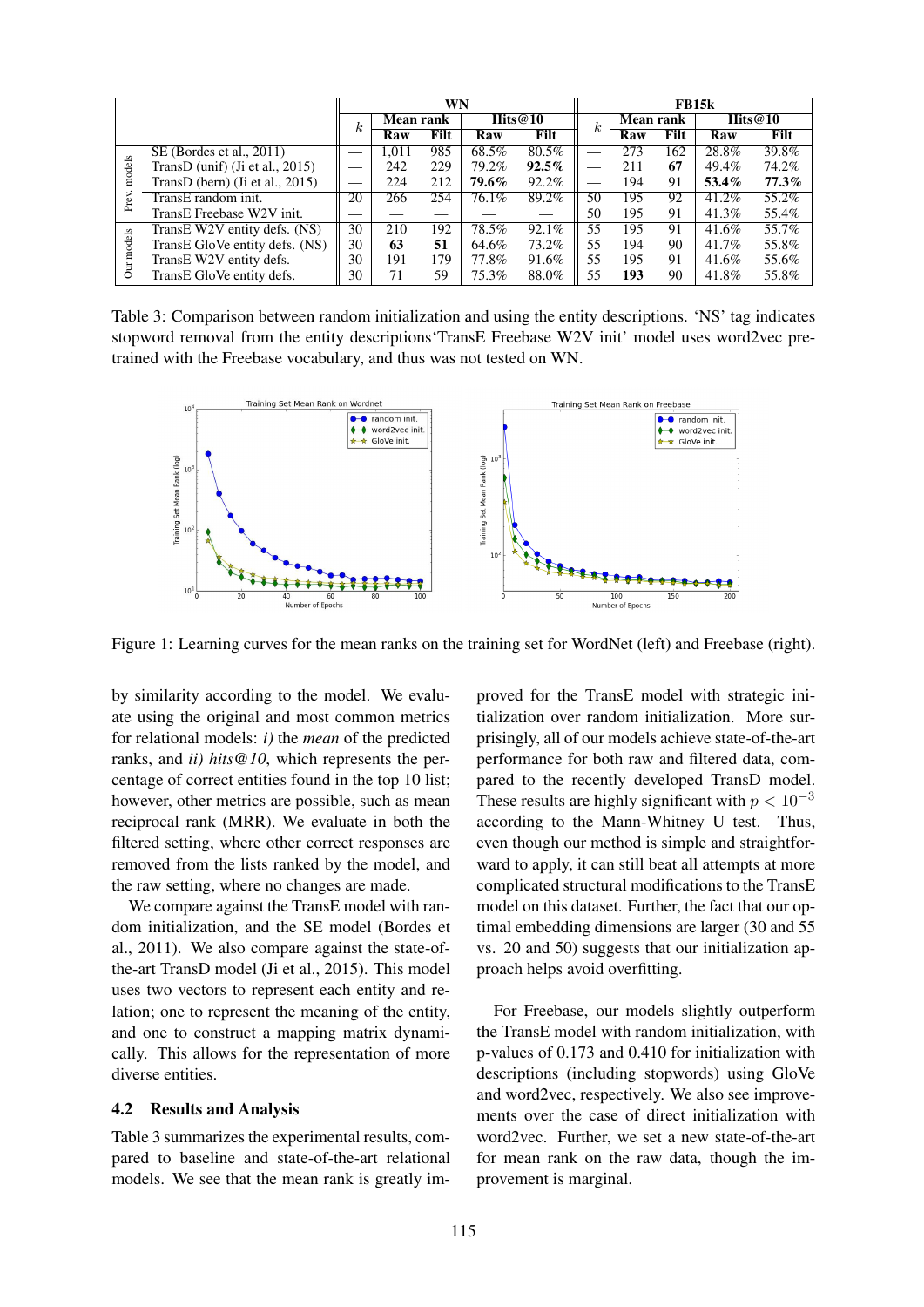| | | WN | | | | | FB15k | | | | |
|---|---|---|---|---|---|---|---|---|---|---|---|
| | | $k$ | Mean rank | | Hits@10 | | $k$ | Mean rank | | Hits@10 | |
| | | | Raw | Filt | Raw | Filt | | Raw | Filt | Raw | Filt |
| Prev. models | SE (Bordes et al., 2011) | — | 1,011 | 985 | 68.5% | 80.5% | — | 273 | 162 | 28.8% | 39.8% |
| | TransD (unif) (Ji et al., 2015) | — | 242 | 229 | 79.2% | **92.5%** | — | 211 | **67** | 49.4% | 74.2% |
| | TransD (bern) (Ji et al., 2015) | — | 224 | 212 | **79.6%** | 92.2% | — | 194 | 91 | **53.4%** | **77.3%** |
| | TransE random init. | 20 | 266 | 254 | 76.1% | 89.2% | 50 | 195 | 92 | 41.2% | 55.2% |
| | TransE Freebase W2V init. | — | — | — | — | — | 50 | 195 | 91 | 41.3% | 55.4% |
| Our models | TransE W2V entity defs. (NS) | 30 | 210 | 192 | 78.5% | 92.1% | 55 | 195 | 91 | 41.6% | 55.7% |
| | TransE GloVe entity defs. (NS) | 30 | **63** | **51** | 64.6% | 73.2% | 55 | 194 | 90 | 41.7% | 55.8% |
| | TransE W2V entity defs. | 30 | 191 | 179 | 77.8% | 91.6% | 55 | 195 | 91 | 41.6% | 55.6% |
| | TransE GloVe entity defs. | 30 | 71 | 59 | 75.3% | 88.0% | 55 | **193** | 90 | 41.8% | 55.8% |

Table 3: Comparison between random initialization and using the entity descriptions. 'NS' tag indicates stopword removal from the entity descriptions'TransE Freebase W2V init' model uses word2vec pretrained with the Freebase vocabulary, and thus was not tested on WN.

Figure 1: Learning curves for the mean ranks on the training set for WordNet (left) and Freebase (right).

by similarity according to the model. We evaluate using the original and most common metrics for relational models: *i)* the *mean* of the predicted ranks, and *ii) hits@10*, which represents the percentage of correct entities found in the top 10 list; however, other metrics are possible, such as mean reciprocal rank (MRR). We evaluate in both the filtered setting, where other correct responses are removed from the lists ranked by the model, and the raw setting, where no changes are made.

We compare against the TransE model with random initialization, and the SE model (Bordes et al., 2011). We also compare against the state-of-the-art TransD model (Ji et al., 2015). This model uses two vectors to represent each entity and relation; one to represent the meaning of the entity, and one to construct a mapping matrix dynamically. This allows for the representation of more diverse entities.

### 4.2 Results and Analysis

Table 3 summarizes the experimental results, compared to baseline and state-of-the-art relational models. We see that the mean rank is greatly improved for the TransE model with strategic initialization over random initialization. More surprisingly, all of our models achieve state-of-the-art performance for both raw and filtered data, compared to the recently developed TransD model. These results are highly significant with $p < 10^{-3}$ according to the Mann-Whitney U test. Thus, even though our method is simple and straightforward to apply, it can still beat all attempts at more complicated structural modifications to the TransE model on this dataset. Further, the fact that our optimal embedding dimensions are larger (30 and 55 vs. 20 and 50) suggests that our initialization approach helps avoid overfitting.

For Freebase, our models slightly outperform the TransE model with random initialization, with p-values of 0.173 and 0.410 for initialization with descriptions (including stopwords) using GloVe and word2vec, respectively. We also see improvements over the case of direct initialization with word2vec. Further, we set a new state-of-the-art for mean rank on the raw data, though the improvement is marginal.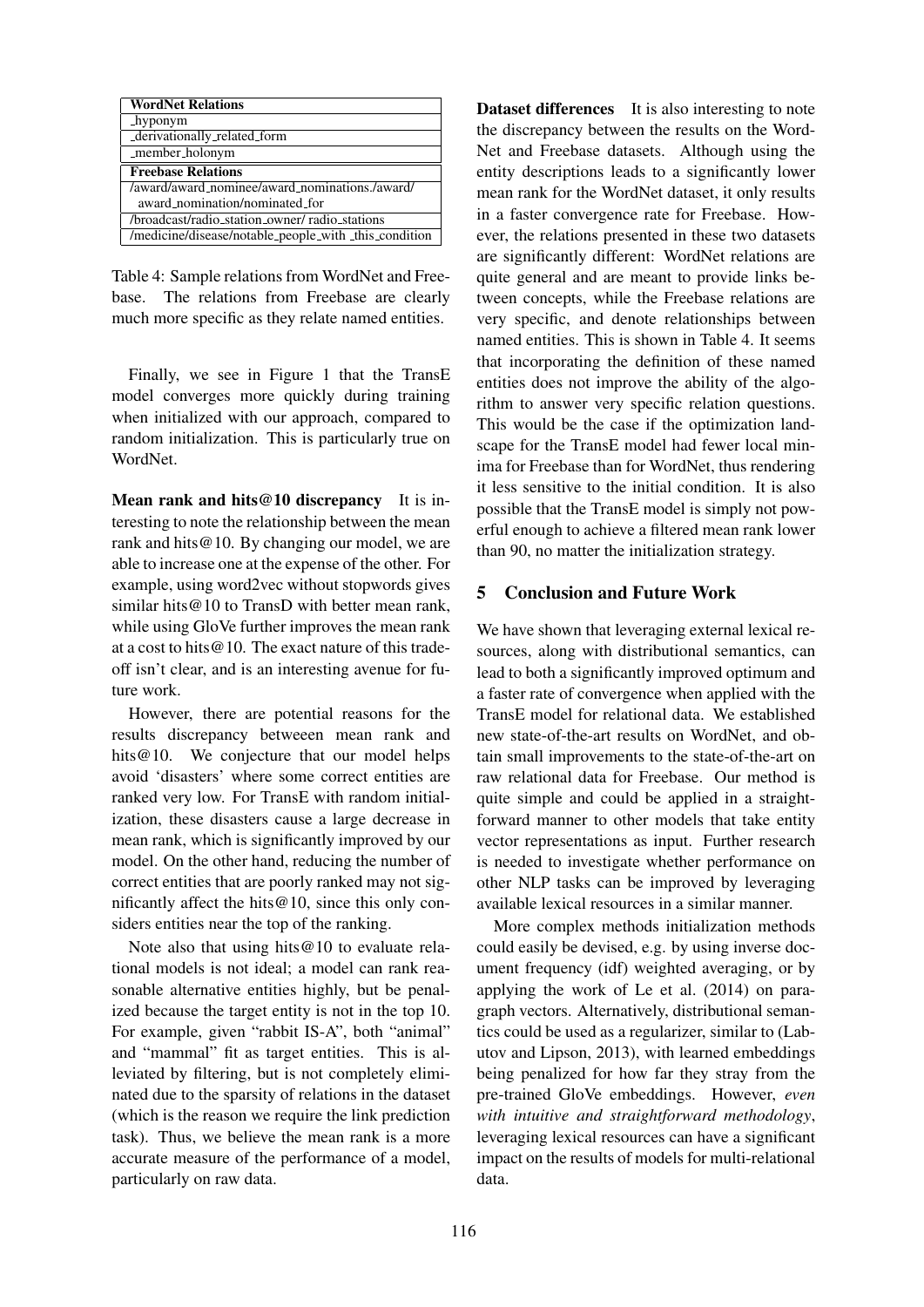| WordNet Relations |
| --- |
| _hyponym |
| _derivationally_related_form |
| _member_holonym |
| **Freebase Relations** |
| /award/award_nominee/award_nominations./award/ award_nomination/nominated_for |
| /broadcast/radio_station_owner/ radio_stations |
| /medicine/disease/notable_people_with _this_condition |

Table 4: Sample relations from WordNet and Freebase. The relations from Freebase are clearly much more specific as they relate named entities.

Finally, we see in Figure 1 that the TransE model converges more quickly during training when initialized with our approach, compared to random initialization. This is particularly true on WordNet.

**Mean rank and hits@10 discrepancy** It is interesting to note the relationship between the mean rank and hits@10. By changing our model, we are able to increase one at the expense of the other. For example, using word2vec without stopwords gives similar hits@10 to TransD with better mean rank, while using GloVe further improves the mean rank at a cost to hits@10. The exact nature of this trade-off isn't clear, and is an interesting avenue for future work.

However, there are potential reasons for the results discrepancy betweeen mean rank and hits@10. We conjecture that our model helps avoid 'disasters' where some correct entities are ranked very low. For TransE with random initialization, these disasters cause a large decrease in mean rank, which is significantly improved by our model. On the other hand, reducing the number of correct entities that are poorly ranked may not significantly affect the hits@10, since this only considers entities near the top of the ranking.

Note also that using hits@10 to evaluate relational models is not ideal; a model can rank reasonable alternative entities highly, but be penalized because the target entity is not in the top 10. For example, given "rabbit IS-A", both "animal" and "mammal" fit as target entities. This is alleviated by filtering, but is not completely eliminated due to the sparsity of relations in the dataset (which is the reason we require the link prediction task). Thus, we believe the mean rank is a more accurate measure of the performance of a model, particularly on raw data.

**Dataset differences** It is also interesting to note the discrepancy between the results on the WordNet and Freebase datasets. Although using the entity descriptions leads to a significantly lower mean rank for the WordNet dataset, it only results in a faster convergence rate for Freebase. However, the relations presented in these two datasets are significantly different: WordNet relations are quite general and are meant to provide links between concepts, while the Freebase relations are very specific, and denote relationships between named entities. This is shown in Table 4. It seems that incorporating the definition of these named entities does not improve the ability of the algorithm to answer very specific relation questions. This would be the case if the optimization landscape for the TransE model had fewer local minima for Freebase than for WordNet, thus rendering it less sensitive to the initial condition. It is also possible that the TransE model is simply not powerful enough to achieve a filtered mean rank lower than 90, no matter the initialization strategy.

## 5 Conclusion and Future Work

We have shown that leveraging external lexical resources, along with distributional semantics, can lead to both a significantly improved optimum and a faster rate of convergence when applied with the TransE model for relational data. We established new state-of-the-art results on WordNet, and obtain small improvements to the state-of-the-art on raw relational data for Freebase. Our method is quite simple and could be applied in a straightforward manner to other models that take entity vector representations as input. Further research is needed to investigate whether performance on other NLP tasks can be improved by leveraging available lexical resources in a similar manner.

More complex methods initialization methods could easily be devised, e.g. by using inverse document frequency (idf) weighted averaging, or by applying the work of Le et al. (2014) on paragraph vectors. Alternatively, distributional semantics could be used as a regularizer, similar to (Labutov and Lipson, 2013), with learned embeddings being penalized for how far they stray from the pre-trained GloVe embeddings. However, *even with intuitive and straightforward methodology*, leveraging lexical resources can have a significant impact on the results of models for multi-relational data.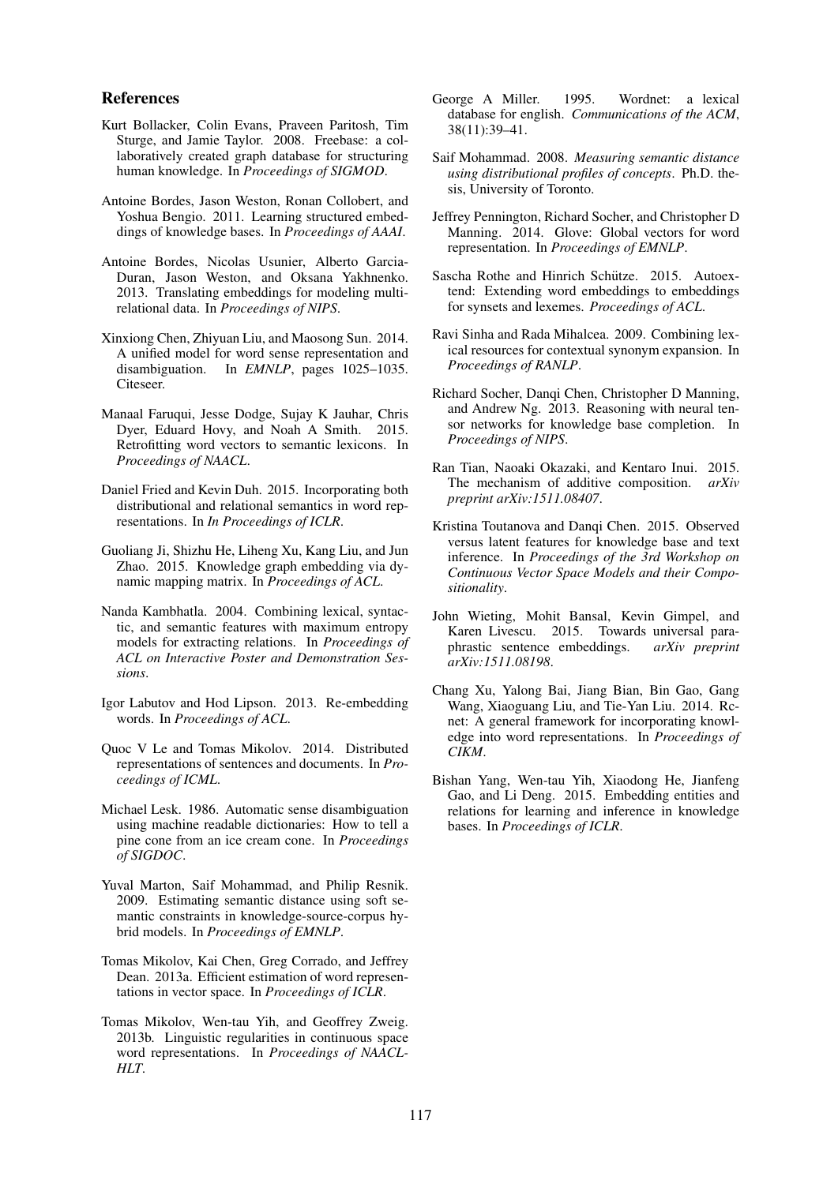## References

Kurt Bollacker, Colin Evans, Praveen Paritosh, Tim Sturge, and Jamie Taylor. 2008. Freebase: a collaboratively created graph database for structuring human knowledge. In *Proceedings of SIGMOD*.

Antoine Bordes, Jason Weston, Ronan Collobert, and Yoshua Bengio. 2011. Learning structured embeddings of knowledge bases. In *Proceedings of AAAI*.

Antoine Bordes, Nicolas Usunier, Alberto Garcia-Duran, Jason Weston, and Oksana Yakhnenko. 2013. Translating embeddings for modeling multi-relational data. In *Proceedings of NIPS*.

Xinxiong Chen, Zhiyuan Liu, and Maosong Sun. 2014. A unified model for word sense representation and disambiguation. In *EMNLP*, pages 1025–1035. Citeseer.

Manaal Faruqui, Jesse Dodge, Sujay K Jauhar, Chris Dyer, Eduard Hovy, and Noah A Smith. 2015. Retrofitting word vectors to semantic lexicons. In *Proceedings of NAACL*.

Daniel Fried and Kevin Duh. 2015. Incorporating both distributional and relational semantics in word representations. In *In Proceedings of ICLR*.

Guoliang Ji, Shizhu He, Liheng Xu, Kang Liu, and Jun Zhao. 2015. Knowledge graph embedding via dynamic mapping matrix. In *Proceedings of ACL*.

Nanda Kambhatla. 2004. Combining lexical, syntactic, and semantic features with maximum entropy models for extracting relations. In *Proceedings of ACL on Interactive Poster and Demonstration Sessions*.

Igor Labutov and Hod Lipson. 2013. Re-embedding words. In *Proceedings of ACL*.

Quoc V Le and Tomas Mikolov. 2014. Distributed representations of sentences and documents. In *Proceedings of ICML*.

Michael Lesk. 1986. Automatic sense disambiguation using machine readable dictionaries: How to tell a pine cone from an ice cream cone. In *Proceedings of SIGDOC*.

Yuval Marton, Saif Mohammad, and Philip Resnik. 2009. Estimating semantic distance using soft semantic constraints in knowledge-source-corpus hybrid models. In *Proceedings of EMNLP*.

Tomas Mikolov, Kai Chen, Greg Corrado, and Jeffrey Dean. 2013a. Efficient estimation of word representations in vector space. In *Proceedings of ICLR*.

Tomas Mikolov, Wen-tau Yih, and Geoffrey Zweig. 2013b. Linguistic regularities in continuous space word representations. In *Proceedings of NAACL-HLT*.

George A Miller. 1995. Wordnet: a lexical database for english. *Communications of the ACM*, 38(11):39–41.

Saif Mohammad. 2008. *Measuring semantic distance using distributional profiles of concepts*. Ph.D. thesis, University of Toronto.

Jeffrey Pennington, Richard Socher, and Christopher D Manning. 2014. Glove: Global vectors for word representation. In *Proceedings of EMNLP*.

Sascha Rothe and Hinrich Schütze. 2015. Autoextend: Extending word embeddings to embeddings for synsets and lexemes. *Proceedings of ACL*.

Ravi Sinha and Rada Mihalcea. 2009. Combining lexical resources for contextual synonym expansion. In *Proceedings of RANLP*.

Richard Socher, Danqi Chen, Christopher D Manning, and Andrew Ng. 2013. Reasoning with neural tensor networks for knowledge base completion. In *Proceedings of NIPS*.

Ran Tian, Naoaki Okazaki, and Kentaro Inui. 2015. The mechanism of additive composition. *arXiv preprint arXiv:1511.08407*.

Kristina Toutanova and Danqi Chen. 2015. Observed versus latent features for knowledge base and text inference. In *Proceedings of the 3rd Workshop on Continuous Vector Space Models and their Compositionality*.

John Wieting, Mohit Bansal, Kevin Gimpel, and Karen Livescu. 2015. Towards universal paraphrastic sentence embeddings. *arXiv preprint arXiv:1511.08198*.

Chang Xu, Yalong Bai, Jiang Bian, Bin Gao, Gang Wang, Xiaoguang Liu, and Tie-Yan Liu. 2014. Rc-net: A general framework for incorporating knowledge into word representations. In *Proceedings of CIKM*.

Bishan Yang, Wen-tau Yih, Xiaodong He, Jianfeng Gao, and Li Deng. 2015. Embedding entities and relations for learning and inference in knowledge bases. In *Proceedings of ICLR*.